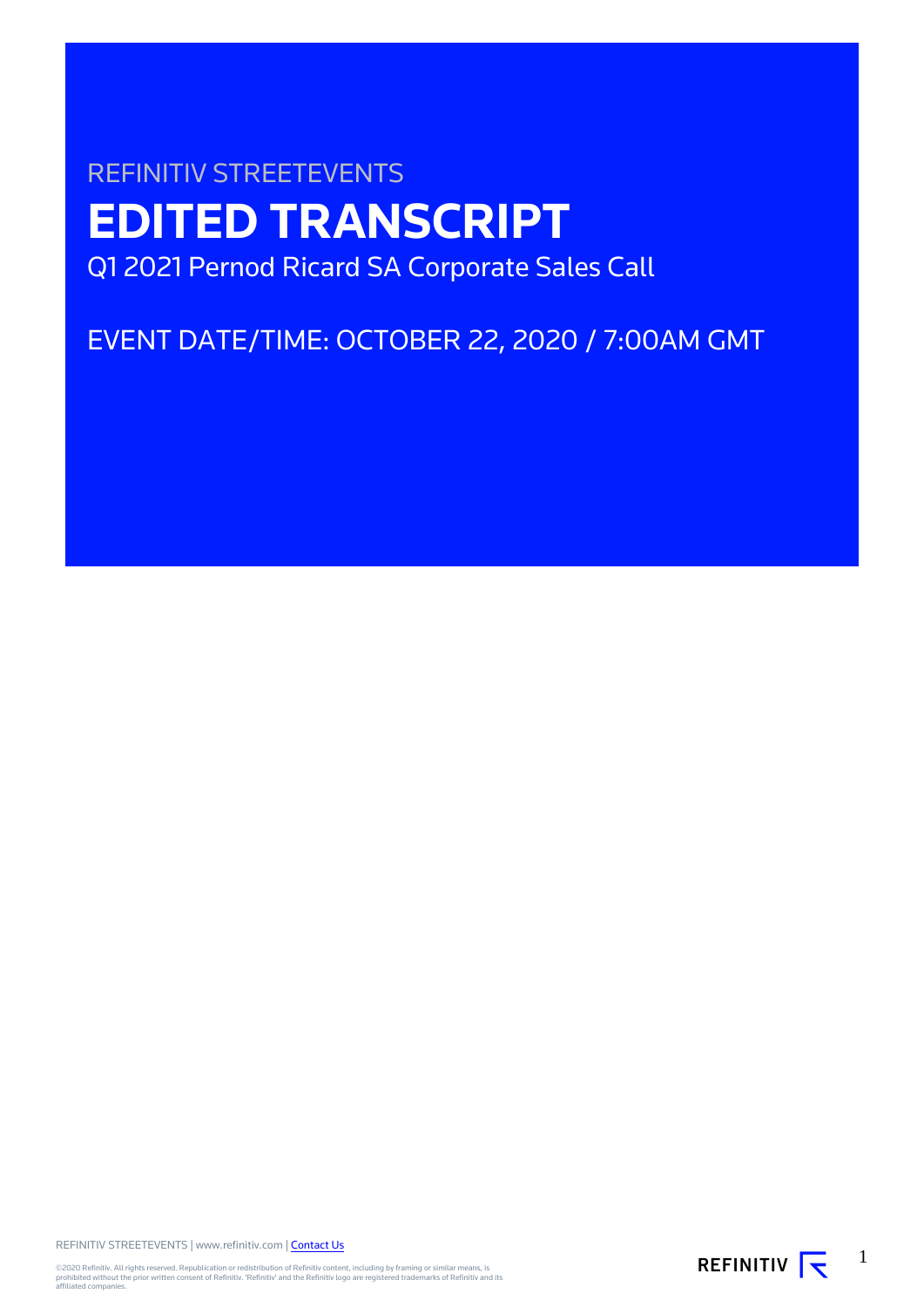REFINITIV STREETEVENTS

# EDITED TRANSCRIPT

Q1 2021 Pernod Ricard SA Corporate Sales Call

EVENT DATE/TIME: OCTOBER 22, 2020 / 7:00AM GMT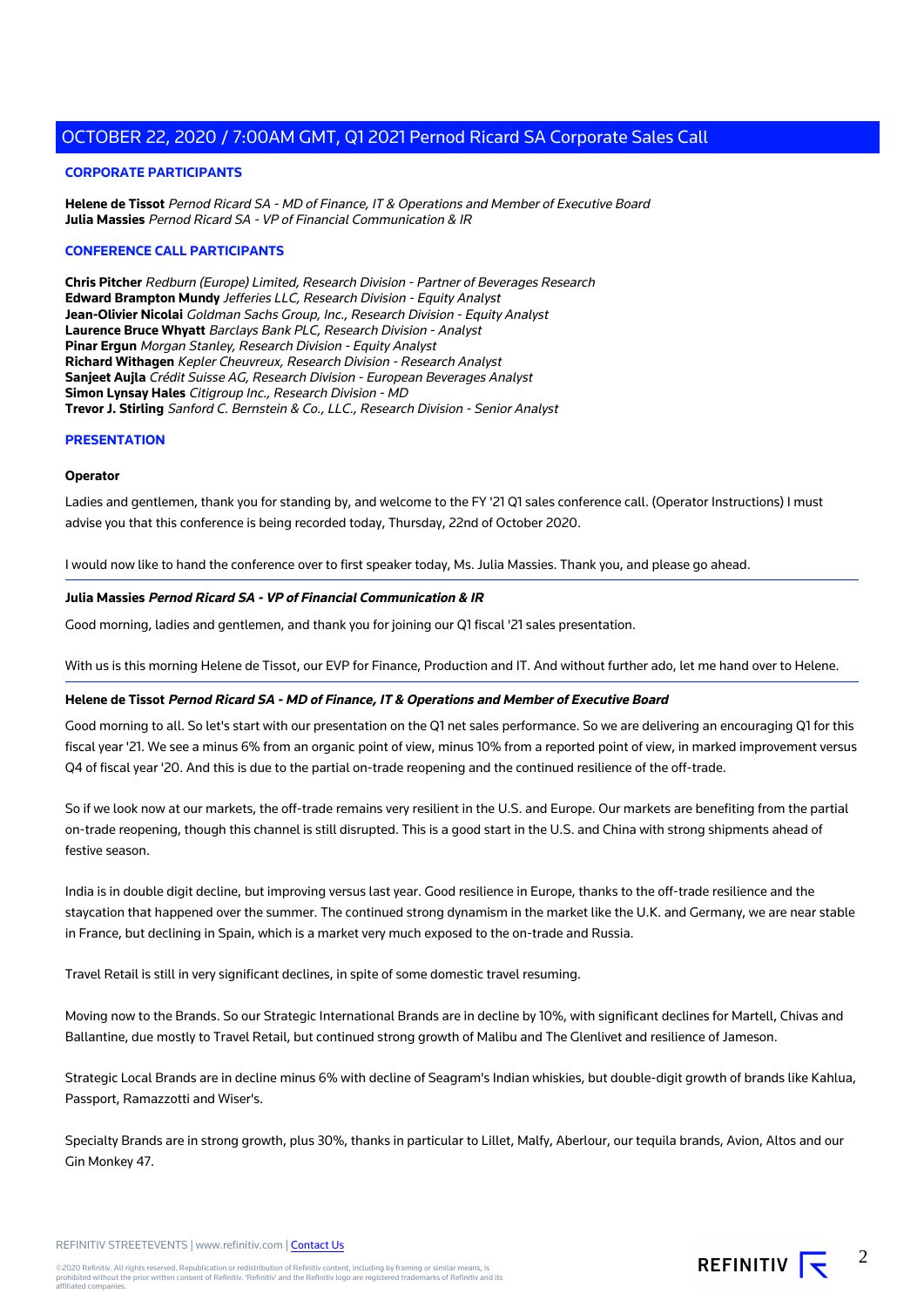# OCTOBER 22, 2020 / 7:00AM GMT, Q1 2021 Pernod Ricard SA Corporate Sales Call

## CORPORATE PARTICIPANTS

**Helene de Tissot** *Pernod Ricard SA - MD of Finance, IT & Operations and Member of Executive Board*
**Julia Massies** *Pernod Ricard SA - VP of Financial Communication & IR*

## CONFERENCE CALL PARTICIPANTS

**Chris Pitcher** *Redburn (Europe) Limited, Research Division - Partner of Beverages Research*
**Edward Brampton Mundy** *Jefferies LLC, Research Division - Equity Analyst*
**Jean-Olivier Nicolai** *Goldman Sachs Group, Inc., Research Division - Equity Analyst*
**Laurence Bruce Whyatt** *Barclays Bank PLC, Research Division - Analyst*
**Pinar Ergun** *Morgan Stanley, Research Division - Equity Analyst*
**Richard Withagen** *Kepler Cheuvreux, Research Division - Research Analyst*
**Sanjeet Aujla** *Crédit Suisse AG, Research Division - European Beverages Analyst*
**Simon Lynsay Hales** *Citigroup Inc., Research Division - MD*
**Trevor J. Stirling** *Sanford C. Bernstein & Co., LLC., Research Division - Senior Analyst*

## PRESENTATION

**Operator**

Ladies and gentlemen, thank you for standing by, and welcome to the FY '21 Q1 sales conference call. (Operator Instructions) I must advise you that this conference is being recorded today, Thursday, 22nd of October 2020.

I would now like to hand the conference over to first speaker today, Ms. Julia Massies. Thank you, and please go ahead.

---

**Julia Massies** ***Pernod Ricard SA - VP of Financial Communication & IR***

Good morning, ladies and gentlemen, and thank you for joining our Q1 fiscal '21 sales presentation.

With us is this morning Helene de Tissot, our EVP for Finance, Production and IT. And without further ado, let me hand over to Helene.

---

**Helene de Tissot** ***Pernod Ricard SA - MD of Finance, IT & Operations and Member of Executive Board***

Good morning to all. So let's start with our presentation on the Q1 net sales performance. So we are delivering an encouraging Q1 for this fiscal year '21. We see a minus 6% from an organic point of view, minus 10% from a reported point of view, in marked improvement versus Q4 of fiscal year '20. And this is due to the partial on-trade reopening and the continued resilience of the off-trade.

So if we look now at our markets, the off-trade remains very resilient in the U.S. and Europe. Our markets are benefiting from the partial on-trade reopening, though this channel is still disrupted. This is a good start in the U.S. and China with strong shipments ahead of festive season.

India is in double digit decline, but improving versus last year. Good resilience in Europe, thanks to the off-trade resilience and the staycation that happened over the summer. The continued strong dynamism in the market like the U.K. and Germany, we are near stable in France, but declining in Spain, which is a market very much exposed to the on-trade and Russia.

Travel Retail is still in very significant declines, in spite of some domestic travel resuming.

Moving now to the Brands. So our Strategic International Brands are in decline by 10%, with significant declines for Martell, Chivas and Ballantine, due mostly to Travel Retail, but continued strong growth of Malibu and The Glenlivet and resilience of Jameson.

Strategic Local Brands are in decline minus 6% with decline of Seagram's Indian whiskies, but double-digit growth of brands like Kahlua, Passport, Ramazzotti and Wiser's.

Specialty Brands are in strong growth, plus 30%, thanks in particular to Lillet, Malfy, Aberlour, our tequila brands, Avion, Altos and our Gin Monkey 47.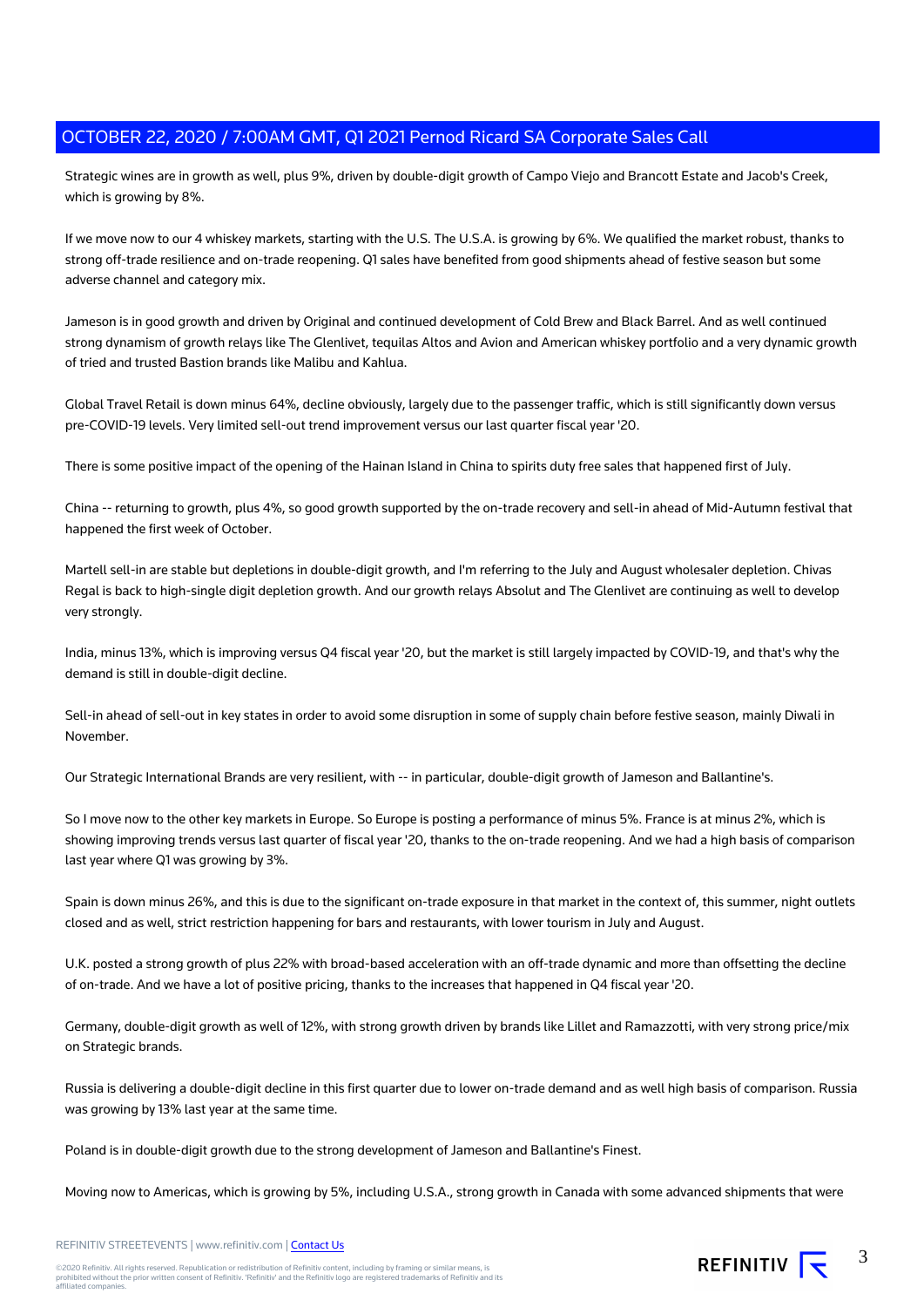Strategic wines are in growth as well, plus 9%, driven by double-digit growth of Campo Viejo and Brancott Estate and Jacob's Creek, which is growing by 8%.

If we move now to our 4 whiskey markets, starting with the U.S. The U.S.A. is growing by 6%. We qualified the market robust, thanks to strong off-trade resilience and on-trade reopening. Q1 sales have benefited from good shipments ahead of festive season but some adverse channel and category mix.

Jameson is in good growth and driven by Original and continued development of Cold Brew and Black Barrel. And as well continued strong dynamism of growth relays like The Glenlivet, tequilas Altos and Avion and American whiskey portfolio and a very dynamic growth of tried and trusted Bastion brands like Malibu and Kahlua.

Global Travel Retail is down minus 64%, decline obviously, largely due to the passenger traffic, which is still significantly down versus pre-COVID-19 levels. Very limited sell-out trend improvement versus our last quarter fiscal year '20.

There is some positive impact of the opening of the Hainan Island in China to spirits duty free sales that happened first of July.

China -- returning to growth, plus 4%, so good growth supported by the on-trade recovery and sell-in ahead of Mid-Autumn festival that happened the first week of October.

Martell sell-in are stable but depletions in double-digit growth, and I'm referring to the July and August wholesaler depletion. Chivas Regal is back to high-single digit depletion growth. And our growth relays Absolut and The Glenlivet are continuing as well to develop very strongly.

India, minus 13%, which is improving versus Q4 fiscal year '20, but the market is still largely impacted by COVID-19, and that's why the demand is still in double-digit decline.

Sell-in ahead of sell-out in key states in order to avoid some disruption in some of supply chain before festive season, mainly Diwali in November.

Our Strategic International Brands are very resilient, with -- in particular, double-digit growth of Jameson and Ballantine's.

So I move now to the other key markets in Europe. So Europe is posting a performance of minus 5%. France is at minus 2%, which is showing improving trends versus last quarter of fiscal year '20, thanks to the on-trade reopening. And we had a high basis of comparison last year where Q1 was growing by 3%.

Spain is down minus 26%, and this is due to the significant on-trade exposure in that market in the context of, this summer, night outlets closed and as well, strict restriction happening for bars and restaurants, with lower tourism in July and August.

U.K. posted a strong growth of plus 22% with broad-based acceleration with an off-trade dynamic and more than offsetting the decline of on-trade. And we have a lot of positive pricing, thanks to the increases that happened in Q4 fiscal year '20.

Germany, double-digit growth as well of 12%, with strong growth driven by brands like Lillet and Ramazzotti, with very strong price/mix on Strategic brands.

Russia is delivering a double-digit decline in this first quarter due to lower on-trade demand and as well high basis of comparison. Russia was growing by 13% last year at the same time.

Poland is in double-digit growth due to the strong development of Jameson and Ballantine's Finest.

Moving now to Americas, which is growing by 5%, including U.S.A., strong growth in Canada with some advanced shipments that were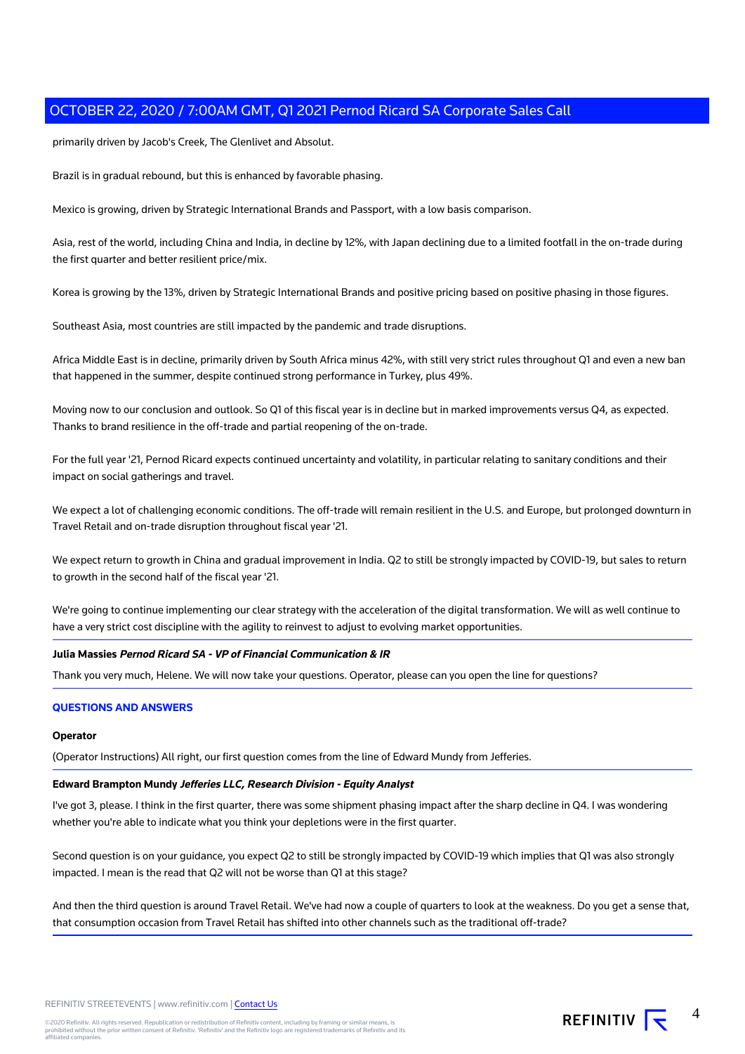primarily driven by Jacob's Creek, The Glenlivet and Absolut.

Brazil is in gradual rebound, but this is enhanced by favorable phasing.

Mexico is growing, driven by Strategic International Brands and Passport, with a low basis comparison.

Asia, rest of the world, including China and India, in decline by 12%, with Japan declining due to a limited footfall in the on-trade during the first quarter and better resilient price/mix.

Korea is growing by the 13%, driven by Strategic International Brands and positive pricing based on positive phasing in those figures.

Southeast Asia, most countries are still impacted by the pandemic and trade disruptions.

Africa Middle East is in decline, primarily driven by South Africa minus 42%, with still very strict rules throughout Q1 and even a new ban that happened in the summer, despite continued strong performance in Turkey, plus 49%.

Moving now to our conclusion and outlook. So Q1 of this fiscal year is in decline but in marked improvements versus Q4, as expected. Thanks to brand resilience in the off-trade and partial reopening of the on-trade.

For the full year '21, Pernod Ricard expects continued uncertainty and volatility, in particular relating to sanitary conditions and their impact on social gatherings and travel.

We expect a lot of challenging economic conditions. The off-trade will remain resilient in the U.S. and Europe, but prolonged downturn in Travel Retail and on-trade disruption throughout fiscal year '21.

We expect return to growth in China and gradual improvement in India. Q2 to still be strongly impacted by COVID-19, but sales to return to growth in the second half of the fiscal year '21.

We're going to continue implementing our clear strategy with the acceleration of the digital transformation. We will as well continue to have a very strict cost discipline with the agility to reinvest to adjust to evolving market opportunities.

**Julia Massies** ***Pernod Ricard SA - VP of Financial Communication & IR***

Thank you very much, Helene. We will now take your questions. Operator, please can you open the line for questions?

## QUESTIONS AND ANSWERS

**Operator**

(Operator Instructions) All right, our first question comes from the line of Edward Mundy from Jefferies.

**Edward Brampton Mundy** ***Jefferies LLC, Research Division - Equity Analyst***

I've got 3, please. I think in the first quarter, there was some shipment phasing impact after the sharp decline in Q4. I was wondering whether you're able to indicate what you think your depletions were in the first quarter.

Second question is on your guidance, you expect Q2 to still be strongly impacted by COVID-19 which implies that Q1 was also strongly impacted. I mean is the read that Q2 will not be worse than Q1 at this stage?

And then the third question is around Travel Retail. We've had now a couple of quarters to look at the weakness. Do you get a sense that, that consumption occasion from Travel Retail has shifted into other channels such as the traditional off-trade?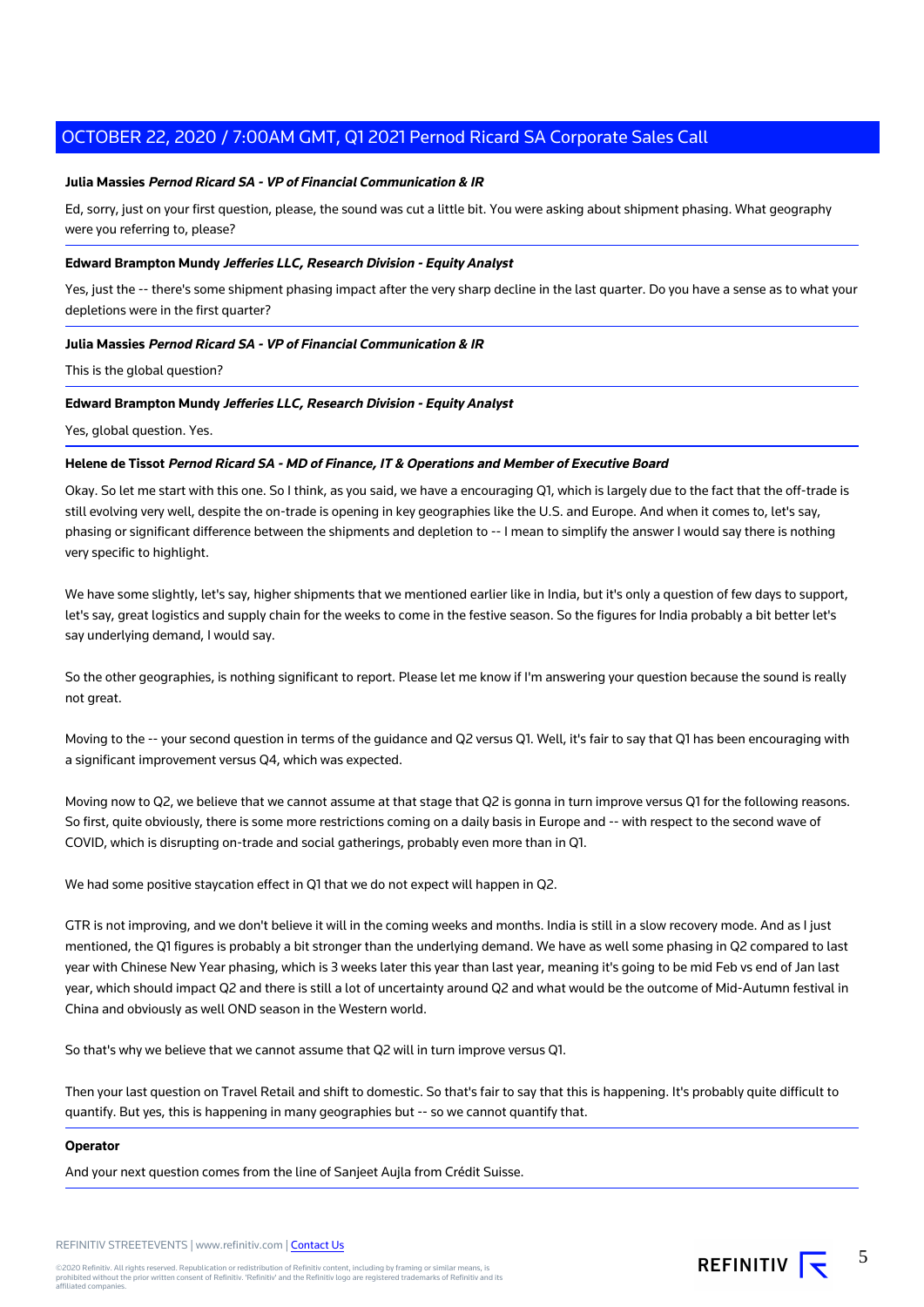**Julia Massies** ***Pernod Ricard SA - VP of Financial Communication & IR***

Ed, sorry, just on your first question, please, the sound was cut a little bit. You were asking about shipment phasing. What geography were you referring to, please?

**Edward Brampton Mundy** ***Jefferies LLC, Research Division - Equity Analyst***

Yes, just the -- there's some shipment phasing impact after the very sharp decline in the last quarter. Do you have a sense as to what your depletions were in the first quarter?

**Julia Massies** ***Pernod Ricard SA - VP of Financial Communication & IR***

This is the global question?

**Edward Brampton Mundy** ***Jefferies LLC, Research Division - Equity Analyst***

Yes, global question. Yes.

**Helene de Tissot** ***Pernod Ricard SA - MD of Finance, IT & Operations and Member of Executive Board***

Okay. So let me start with this one. So I think, as you said, we have a encouraging Q1, which is largely due to the fact that the off-trade is still evolving very well, despite the on-trade is opening in key geographies like the U.S. and Europe. And when it comes to, let's say, phasing or significant difference between the shipments and depletion to -- I mean to simplify the answer I would say there is nothing very specific to highlight.

We have some slightly, let's say, higher shipments that we mentioned earlier like in India, but it's only a question of few days to support, let's say, great logistics and supply chain for the weeks to come in the festive season. So the figures for India probably a bit better let's say underlying demand, I would say.

So the other geographies, is nothing significant to report. Please let me know if I'm answering your question because the sound is really not great.

Moving to the -- your second question in terms of the guidance and Q2 versus Q1. Well, it's fair to say that Q1 has been encouraging with a significant improvement versus Q4, which was expected.

Moving now to Q2, we believe that we cannot assume at that stage that Q2 is gonna in turn improve versus Q1 for the following reasons. So first, quite obviously, there is some more restrictions coming on a daily basis in Europe and -- with respect to the second wave of COVID, which is disrupting on-trade and social gatherings, probably even more than in Q1.

We had some positive staycation effect in Q1 that we do not expect will happen in Q2.

GTR is not improving, and we don't believe it will in the coming weeks and months. India is still in a slow recovery mode. And as I just mentioned, the Q1 figures is probably a bit stronger than the underlying demand. We have as well some phasing in Q2 compared to last year with Chinese New Year phasing, which is 3 weeks later this year than last year, meaning it's going to be mid Feb vs end of Jan last year, which should impact Q2 and there is still a lot of uncertainty around Q2 and what would be the outcome of Mid-Autumn festival in China and obviously as well OND season in the Western world.

So that's why we believe that we cannot assume that Q2 will in turn improve versus Q1.

Then your last question on Travel Retail and shift to domestic. So that's fair to say that this is happening. It's probably quite difficult to quantify. But yes, this is happening in many geographies but -- so we cannot quantify that.

**Operator**

And your next question comes from the line of Sanjeet Aujla from Crédit Suisse.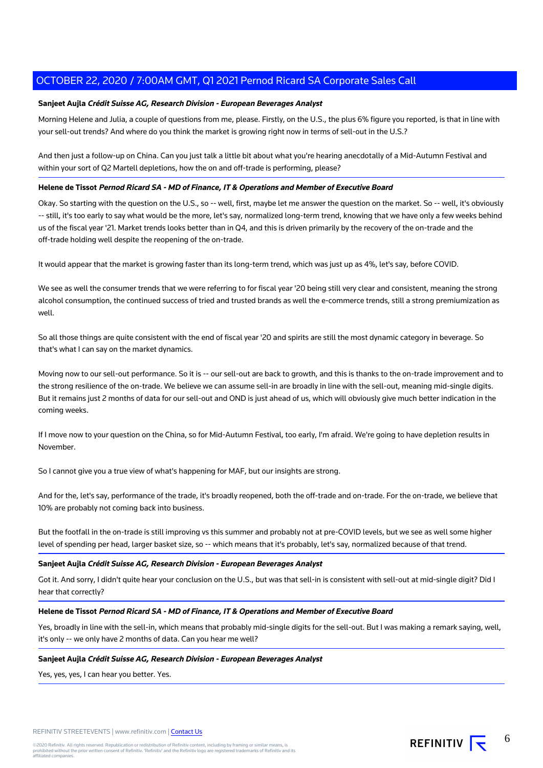**Sanjeet Aujla** ***Crédit Suisse AG, Research Division - European Beverages Analyst***

Morning Helene and Julia, a couple of questions from me, please. Firstly, on the U.S., the plus 6% figure you reported, is that in line with your sell-out trends? And where do you think the market is growing right now in terms of sell-out in the U.S.?

And then just a follow-up on China. Can you just talk a little bit about what you're hearing anecdotally of a Mid-Autumn Festival and within your sort of Q2 Martell depletions, how the on and off-trade is performing, please?

**Helene de Tissot** ***Pernod Ricard SA - MD of Finance, IT & Operations and Member of Executive Board***

Okay. So starting with the question on the U.S., so -- well, first, maybe let me answer the question on the market. So -- well, it's obviously -- still, it's too early to say what would be the more, let's say, normalized long-term trend, knowing that we have only a few weeks behind us of the fiscal year '21. Market trends looks better than in Q4, and this is driven primarily by the recovery of the on-trade and the off-trade holding well despite the reopening of the on-trade.

It would appear that the market is growing faster than its long-term trend, which was just up as 4%, let's say, before COVID.

We see as well the consumer trends that we were referring to for fiscal year '20 being still very clear and consistent, meaning the strong alcohol consumption, the continued success of tried and trusted brands as well the e-commerce trends, still a strong premiumization as well.

So all those things are quite consistent with the end of fiscal year '20 and spirits are still the most dynamic category in beverage. So that's what I can say on the market dynamics.

Moving now to our sell-out performance. So it is -- our sell-out are back to growth, and this is thanks to the on-trade improvement and to the strong resilience of the on-trade. We believe we can assume sell-in are broadly in line with the sell-out, meaning mid-single digits. But it remains just 2 months of data for our sell-out and OND is just ahead of us, which will obviously give much better indication in the coming weeks.

If I move now to your question on the China, so for Mid-Autumn Festival, too early, I'm afraid. We're going to have depletion results in November.

So I cannot give you a true view of what's happening for MAF, but our insights are strong.

And for the, let's say, performance of the trade, it's broadly reopened, both the off-trade and on-trade. For the on-trade, we believe that 10% are probably not coming back into business.

But the footfall in the on-trade is still improving vs this summer and probably not at pre-COVID levels, but we see as well some higher level of spending per head, larger basket size, so -- which means that it's probably, let's say, normalized because of that trend.

**Sanjeet Aujla** ***Crédit Suisse AG, Research Division - European Beverages Analyst***

Got it. And sorry, I didn't quite hear your conclusion on the U.S., but was that sell-in is consistent with sell-out at mid-single digit? Did I hear that correctly?

**Helene de Tissot** ***Pernod Ricard SA - MD of Finance, IT & Operations and Member of Executive Board***

Yes, broadly in line with the sell-in, which means that probably mid-single digits for the sell-out. But I was making a remark saying, well, it's only -- we only have 2 months of data. Can you hear me well?

**Sanjeet Aujla** ***Crédit Suisse AG, Research Division - European Beverages Analyst***

Yes, yes, yes, I can hear you better. Yes.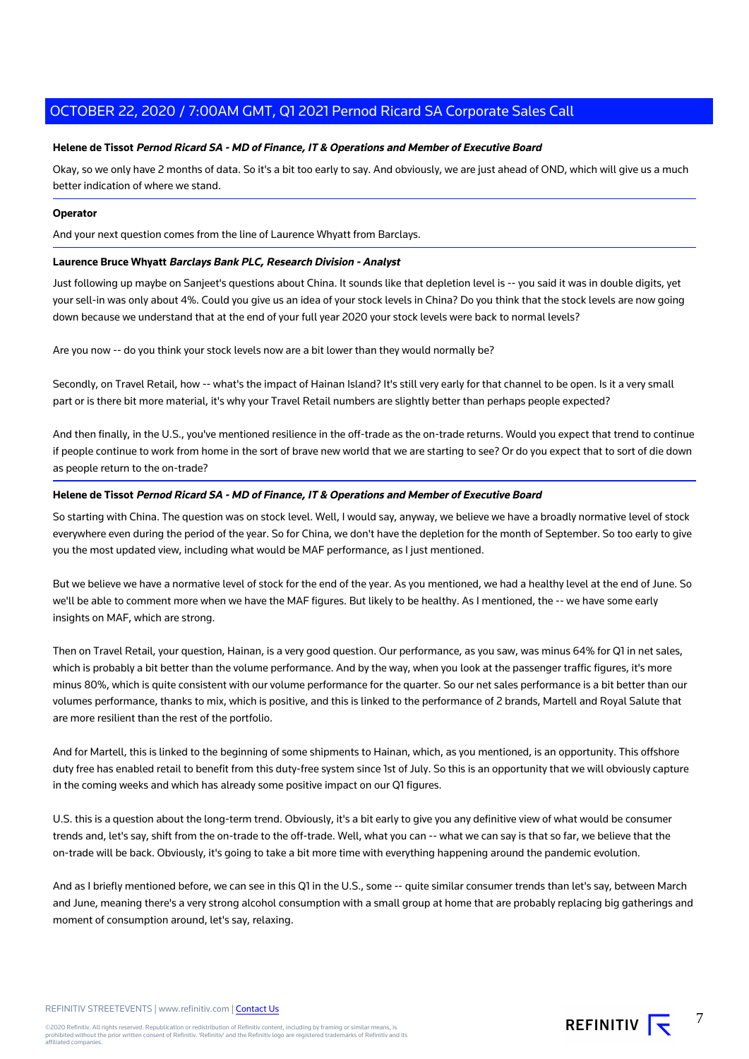**Helene de Tissot** ***Pernod Ricard SA - MD of Finance, IT & Operations and Member of Executive Board***

Okay, so we only have 2 months of data. So it's a bit too early to say. And obviously, we are just ahead of OND, which will give us a much better indication of where we stand.

**Operator**

And your next question comes from the line of Laurence Whyatt from Barclays.

**Laurence Bruce Whyatt** ***Barclays Bank PLC, Research Division - Analyst***

Just following up maybe on Sanjeet's questions about China. It sounds like that depletion level is -- you said it was in double digits, yet your sell-in was only about 4%. Could you give us an idea of your stock levels in China? Do you think that the stock levels are now going down because we understand that at the end of your full year 2020 your stock levels were back to normal levels?

Are you now -- do you think your stock levels now are a bit lower than they would normally be?

Secondly, on Travel Retail, how -- what's the impact of Hainan Island? It's still very early for that channel to be open. Is it a very small part or is there bit more material, it's why your Travel Retail numbers are slightly better than perhaps people expected?

And then finally, in the U.S., you've mentioned resilience in the off-trade as the on-trade returns. Would you expect that trend to continue if people continue to work from home in the sort of brave new world that we are starting to see? Or do you expect that to sort of die down as people return to the on-trade?

**Helene de Tissot** ***Pernod Ricard SA - MD of Finance, IT & Operations and Member of Executive Board***

So starting with China. The question was on stock level. Well, I would say, anyway, we believe we have a broadly normative level of stock everywhere even during the period of the year. So for China, we don't have the depletion for the month of September. So too early to give you the most updated view, including what would be MAF performance, as I just mentioned.

But we believe we have a normative level of stock for the end of the year. As you mentioned, we had a healthy level at the end of June. So we'll be able to comment more when we have the MAF figures. But likely to be healthy. As I mentioned, the -- we have some early insights on MAF, which are strong.

Then on Travel Retail, your question, Hainan, is a very good question. Our performance, as you saw, was minus 64% for Q1 in net sales, which is probably a bit better than the volume performance. And by the way, when you look at the passenger traffic figures, it's more minus 80%, which is quite consistent with our volume performance for the quarter. So our net sales performance is a bit better than our volumes performance, thanks to mix, which is positive, and this is linked to the performance of 2 brands, Martell and Royal Salute that are more resilient than the rest of the portfolio.

And for Martell, this is linked to the beginning of some shipments to Hainan, which, as you mentioned, is an opportunity. This offshore duty free has enabled retail to benefit from this duty-free system since 1st of July. So this is an opportunity that we will obviously capture in the coming weeks and which has already some positive impact on our Q1 figures.

U.S. this is a question about the long-term trend. Obviously, it's a bit early to give you any definitive view of what would be consumer trends and, let's say, shift from the on-trade to the off-trade. Well, what you can -- what we can say is that so far, we believe that the on-trade will be back. Obviously, it's going to take a bit more time with everything happening around the pandemic evolution.

And as I briefly mentioned before, we can see in this Q1 in the U.S., some -- quite similar consumer trends than let's say, between March and June, meaning there's a very strong alcohol consumption with a small group at home that are probably replacing big gatherings and moment of consumption around, let's say, relaxing.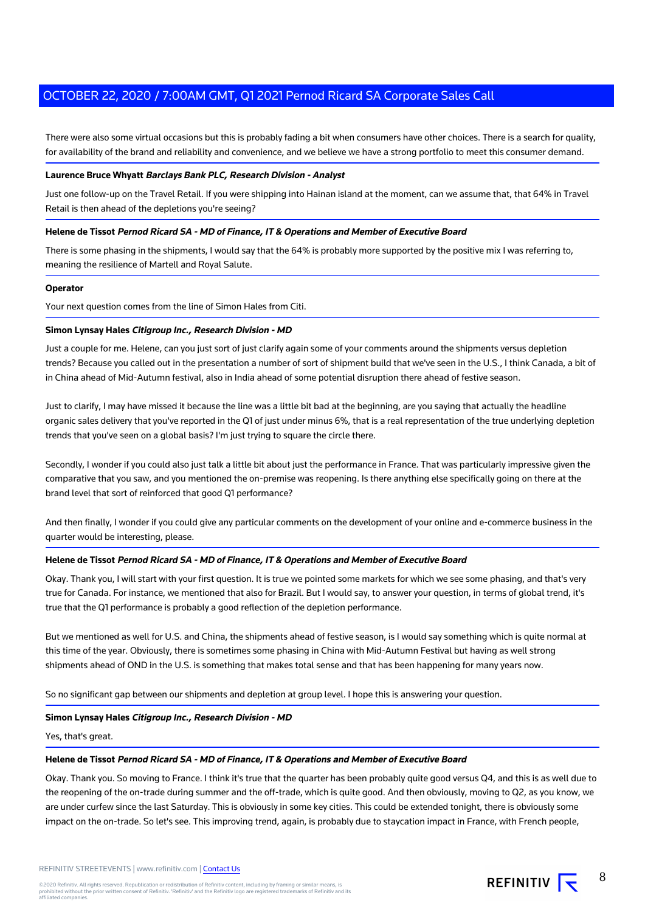There were also some virtual occasions but this is probably fading a bit when consumers have other choices. There is a search for quality, for availability of the brand and reliability and convenience, and we believe we have a strong portfolio to meet this consumer demand.

---

**Laurence Bruce Whyatt** ***Barclays Bank PLC, Research Division - Analyst***

Just one follow-up on the Travel Retail. If you were shipping into Hainan island at the moment, can we assume that, that 64% in Travel Retail is then ahead of the depletions you're seeing?

---

**Helene de Tissot** ***Pernod Ricard SA - MD of Finance, IT & Operations and Member of Executive Board***

There is some phasing in the shipments, I would say that the 64% is probably more supported by the positive mix I was referring to, meaning the resilience of Martell and Royal Salute.

---

**Operator**

Your next question comes from the line of Simon Hales from Citi.

---

**Simon Lynsay Hales** ***Citigroup Inc., Research Division - MD***

Just a couple for me. Helene, can you just sort of just clarify again some of your comments around the shipments versus depletion trends? Because you called out in the presentation a number of sort of shipment build that we've seen in the U.S., I think Canada, a bit of in China ahead of Mid-Autumn festival, also in India ahead of some potential disruption there ahead of festive season.

Just to clarify, I may have missed it because the line was a little bit bad at the beginning, are you saying that actually the headline organic sales delivery that you've reported in the Q1 of just under minus 6%, that is a real representation of the true underlying depletion trends that you've seen on a global basis? I'm just trying to square the circle there.

Secondly, I wonder if you could also just talk a little bit about just the performance in France. That was particularly impressive given the comparative that you saw, and you mentioned the on-premise was reopening. Is there anything else specifically going on there at the brand level that sort of reinforced that good Q1 performance?

And then finally, I wonder if you could give any particular comments on the development of your online and e-commerce business in the quarter would be interesting, please.

---

**Helene de Tissot** ***Pernod Ricard SA - MD of Finance, IT & Operations and Member of Executive Board***

Okay. Thank you, I will start with your first question. It is true we pointed some markets for which we see some phasing, and that's very true for Canada. For instance, we mentioned that also for Brazil. But I would say, to answer your question, in terms of global trend, it's true that the Q1 performance is probably a good reflection of the depletion performance.

But we mentioned as well for U.S. and China, the shipments ahead of festive season, is I would say something which is quite normal at this time of the year. Obviously, there is sometimes some phasing in China with Mid-Autumn Festival but having as well strong shipments ahead of OND in the U.S. is something that makes total sense and that has been happening for many years now.

So no significant gap between our shipments and depletion at group level. I hope this is answering your question.

---

**Simon Lynsay Hales** ***Citigroup Inc., Research Division - MD***

Yes, that's great.

---

**Helene de Tissot** ***Pernod Ricard SA - MD of Finance, IT & Operations and Member of Executive Board***

Okay. Thank you. So moving to France. I think it's true that the quarter has been probably quite good versus Q4, and this is as well due to the reopening of the on-trade during summer and the off-trade, which is quite good. And then obviously, moving to Q2, as you know, we are under curfew since the last Saturday. This is obviously in some key cities. This could be extended tonight, there is obviously some impact on the on-trade. So let's see. This improving trend, again, is probably due to staycation impact in France, with French people,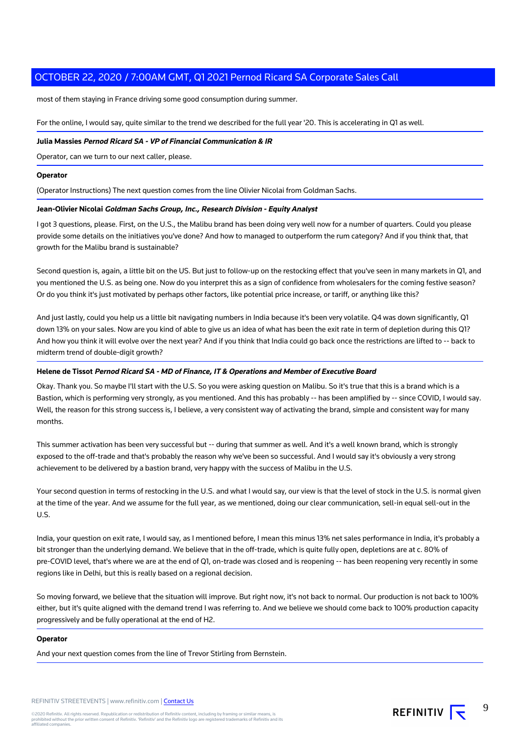most of them staying in France driving some good consumption during summer.

For the online, I would say, quite similar to the trend we described for the full year '20. This is accelerating in Q1 as well.

**Julia Massies** ***Pernod Ricard SA - VP of Financial Communication & IR***

Operator, can we turn to our next caller, please.

**Operator**

(Operator Instructions) The next question comes from the line Olivier Nicolai from Goldman Sachs.

**Jean-Olivier Nicolai** ***Goldman Sachs Group, Inc., Research Division - Equity Analyst***

I got 3 questions, please. First, on the U.S., the Malibu brand has been doing very well now for a number of quarters. Could you please provide some details on the initiatives you've done? And how to managed to outperform the rum category? And if you think that, that growth for the Malibu brand is sustainable?

Second question is, again, a little bit on the US. But just to follow-up on the restocking effect that you've seen in many markets in Q1, and you mentioned the U.S. as being one. Now do you interpret this as a sign of confidence from wholesalers for the coming festive season? Or do you think it's just motivated by perhaps other factors, like potential price increase, or tariff, or anything like this?

And just lastly, could you help us a little bit navigating numbers in India because it's been very volatile. Q4 was down significantly, Q1 down 13% on your sales. Now are you kind of able to give us an idea of what has been the exit rate in term of depletion during this Q1? And how you think it will evolve over the next year? And if you think that India could go back once the restrictions are lifted to -- back to midterm trend of double-digit growth?

**Helene de Tissot** ***Pernod Ricard SA - MD of Finance, IT & Operations and Member of Executive Board***

Okay. Thank you. So maybe I'll start with the U.S. So you were asking question on Malibu. So it's true that this is a brand which is a Bastion, which is performing very strongly, as you mentioned. And this has probably -- has been amplified by -- since COVID, I would say. Well, the reason for this strong success is, I believe, a very consistent way of activating the brand, simple and consistent way for many months.

This summer activation has been very successful but -- during that summer as well. And it's a well known brand, which is strongly exposed to the off-trade and that's probably the reason why we've been so successful. And I would say it's obviously a very strong achievement to be delivered by a bastion brand, very happy with the success of Malibu in the U.S.

Your second question in terms of restocking in the U.S. and what I would say, our view is that the level of stock in the U.S. is normal given at the time of the year. And we assume for the full year, as we mentioned, doing our clear communication, sell-in equal sell-out in the U.S.

India, your question on exit rate, I would say, as I mentioned before, I mean this minus 13% net sales performance in India, it's probably a bit stronger than the underlying demand. We believe that in the off-trade, which is quite fully open, depletions are at c. 80% of pre-COVID level, that's where we are at the end of Q1, on-trade was closed and is reopening -- has been reopening very recently in some regions like in Delhi, but this is really based on a regional decision.

So moving forward, we believe that the situation will improve. But right now, it's not back to normal. Our production is not back to 100% either, but it's quite aligned with the demand trend I was referring to. And we believe we should come back to 100% production capacity progressively and be fully operational at the end of H2.

**Operator**

And your next question comes from the line of Trevor Stirling from Bernstein.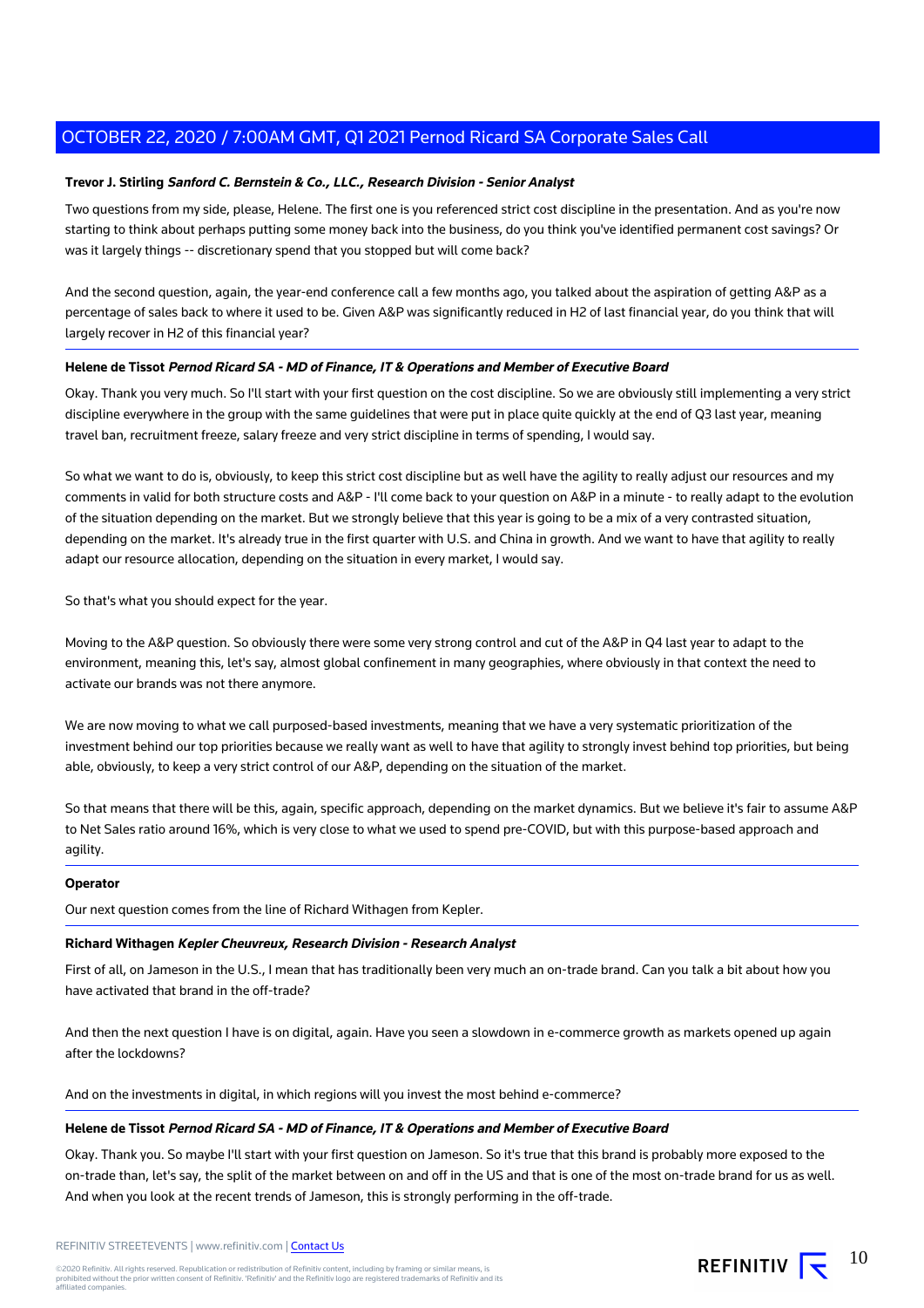**Trevor J. Stirling** ***Sanford C. Bernstein & Co., LLC., Research Division - Senior Analyst***

Two questions from my side, please, Helene. The first one is you referenced strict cost discipline in the presentation. And as you're now starting to think about perhaps putting some money back into the business, do you think you've identified permanent cost savings? Or was it largely things -- discretionary spend that you stopped but will come back?

And the second question, again, the year-end conference call a few months ago, you talked about the aspiration of getting A&P as a percentage of sales back to where it used to be. Given A&P was significantly reduced in H2 of last financial year, do you think that will largely recover in H2 of this financial year?

**Helene de Tissot** ***Pernod Ricard SA - MD of Finance, IT & Operations and Member of Executive Board***

Okay. Thank you very much. So I'll start with your first question on the cost discipline. So we are obviously still implementing a very strict discipline everywhere in the group with the same guidelines that were put in place quite quickly at the end of Q3 last year, meaning travel ban, recruitment freeze, salary freeze and very strict discipline in terms of spending, I would say.

So what we want to do is, obviously, to keep this strict cost discipline but as well have the agility to really adjust our resources and my comments in valid for both structure costs and A&P - I'll come back to your question on A&P in a minute - to really adapt to the evolution of the situation depending on the market. But we strongly believe that this year is going to be a mix of a very contrasted situation, depending on the market. It's already true in the first quarter with U.S. and China in growth. And we want to have that agility to really adapt our resource allocation, depending on the situation in every market, I would say.

So that's what you should expect for the year.

Moving to the A&P question. So obviously there were some very strong control and cut of the A&P in Q4 last year to adapt to the environment, meaning this, let's say, almost global confinement in many geographies, where obviously in that context the need to activate our brands was not there anymore.

We are now moving to what we call purposed-based investments, meaning that we have a very systematic prioritization of the investment behind our top priorities because we really want as well to have that agility to strongly invest behind top priorities, but being able, obviously, to keep a very strict control of our A&P, depending on the situation of the market.

So that means that there will be this, again, specific approach, depending on the market dynamics. But we believe it's fair to assume A&P to Net Sales ratio around 16%, which is very close to what we used to spend pre-COVID, but with this purpose-based approach and agility.

**Operator**

Our next question comes from the line of Richard Withagen from Kepler.

**Richard Withagen** ***Kepler Cheuvreux, Research Division - Research Analyst***

First of all, on Jameson in the U.S., I mean that has traditionally been very much an on-trade brand. Can you talk a bit about how you have activated that brand in the off-trade?

And then the next question I have is on digital, again. Have you seen a slowdown in e-commerce growth as markets opened up again after the lockdowns?

And on the investments in digital, in which regions will you invest the most behind e-commerce?

**Helene de Tissot** ***Pernod Ricard SA - MD of Finance, IT & Operations and Member of Executive Board***

Okay. Thank you. So maybe I'll start with your first question on Jameson. So it's true that this brand is probably more exposed to the on-trade than, let's say, the split of the market between on and off in the US and that is one of the most on-trade brand for us as well. And when you look at the recent trends of Jameson, this is strongly performing in the off-trade.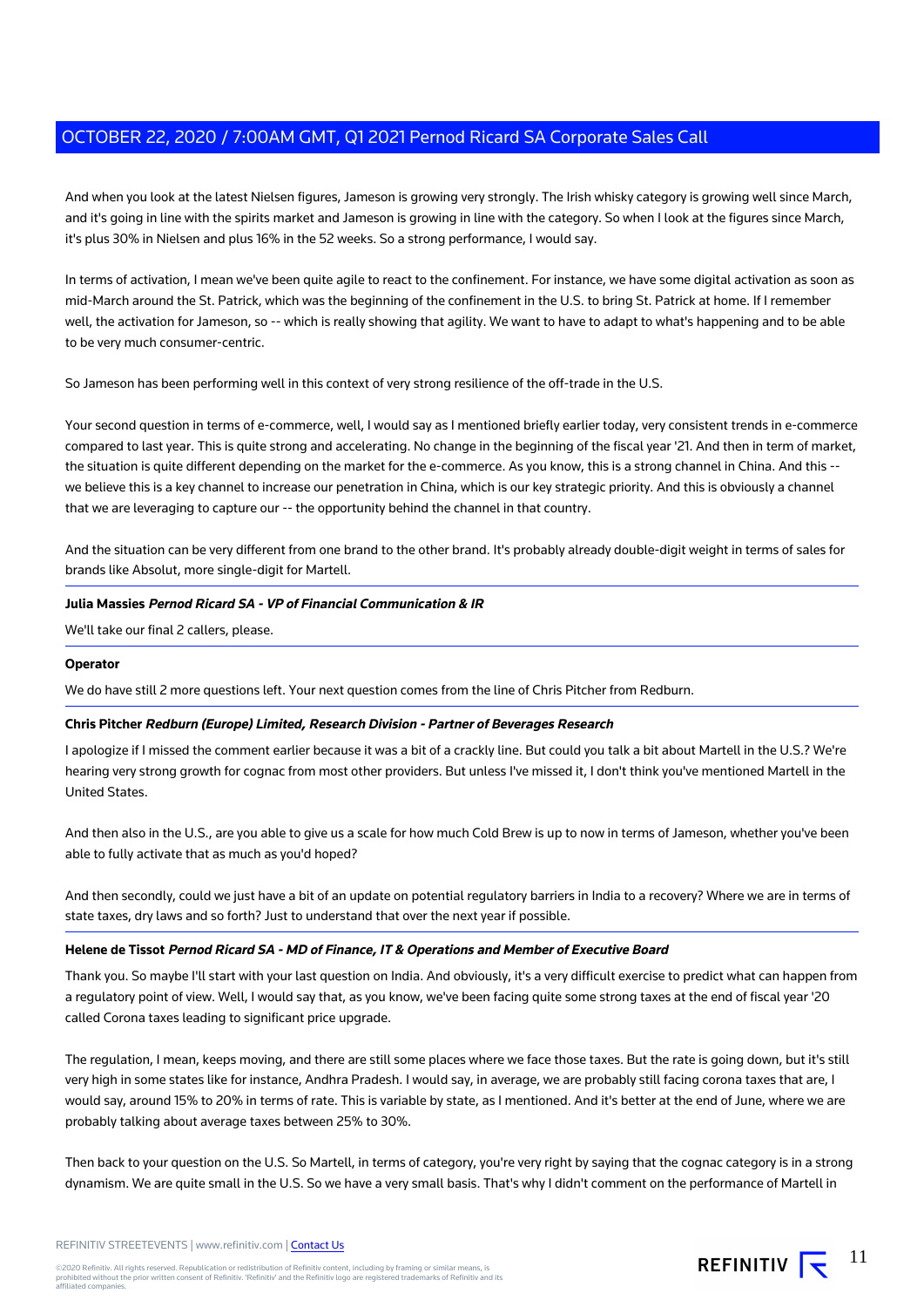And when you look at the latest Nielsen figures, Jameson is growing very strongly. The Irish whisky category is growing well since March, and it's going in line with the spirits market and Jameson is growing in line with the category. So when I look at the figures since March, it's plus 30% in Nielsen and plus 16% in the 52 weeks. So a strong performance, I would say.

In terms of activation, I mean we've been quite agile to react to the confinement. For instance, we have some digital activation as soon as mid-March around the St. Patrick, which was the beginning of the confinement in the U.S. to bring St. Patrick at home. If I remember well, the activation for Jameson, so -- which is really showing that agility. We want to have to adapt to what's happening and to be able to be very much consumer-centric.

So Jameson has been performing well in this context of very strong resilience of the off-trade in the U.S.

Your second question in terms of e-commerce, well, I would say as I mentioned briefly earlier today, very consistent trends in e-commerce compared to last year. This is quite strong and accelerating. No change in the beginning of the fiscal year '21. And then in term of market, the situation is quite different depending on the market for the e-commerce. As you know, this is a strong channel in China. And this -- we believe this is a key channel to increase our penetration in China, which is our key strategic priority. And this is obviously a channel that we are leveraging to capture our -- the opportunity behind the channel in that country.

And the situation can be very different from one brand to the other brand. It's probably already double-digit weight in terms of sales for brands like Absolut, more single-digit for Martell.

**Julia Massies** ***Pernod Ricard SA - VP of Financial Communication & IR***

We'll take our final 2 callers, please.

**Operator**

We do have still 2 more questions left. Your next question comes from the line of Chris Pitcher from Redburn.

**Chris Pitcher** ***Redburn (Europe) Limited, Research Division - Partner of Beverages Research***

I apologize if I missed the comment earlier because it was a bit of a crackly line. But could you talk a bit about Martell in the U.S.? We're hearing very strong growth for cognac from most other providers. But unless I've missed it, I don't think you've mentioned Martell in the United States.

And then also in the U.S., are you able to give us a scale for how much Cold Brew is up to now in terms of Jameson, whether you've been able to fully activate that as much as you'd hoped?

And then secondly, could we just have a bit of an update on potential regulatory barriers in India to a recovery? Where we are in terms of state taxes, dry laws and so forth? Just to understand that over the next year if possible.

**Helene de Tissot** ***Pernod Ricard SA - MD of Finance, IT & Operations and Member of Executive Board***

Thank you. So maybe I'll start with your last question on India. And obviously, it's a very difficult exercise to predict what can happen from a regulatory point of view. Well, I would say that, as you know, we've been facing quite some strong taxes at the end of fiscal year '20 called Corona taxes leading to significant price upgrade.

The regulation, I mean, keeps moving, and there are still some places where we face those taxes. But the rate is going down, but it's still very high in some states like for instance, Andhra Pradesh. I would say, in average, we are probably still facing corona taxes that are, I would say, around 15% to 20% in terms of rate. This is variable by state, as I mentioned. And it's better at the end of June, where we are probably talking about average taxes between 25% to 30%.

Then back to your question on the U.S. So Martell, in terms of category, you're very right by saying that the cognac category is in a strong dynamism. We are quite small in the U.S. So we have a very small basis. That's why I didn't comment on the performance of Martell in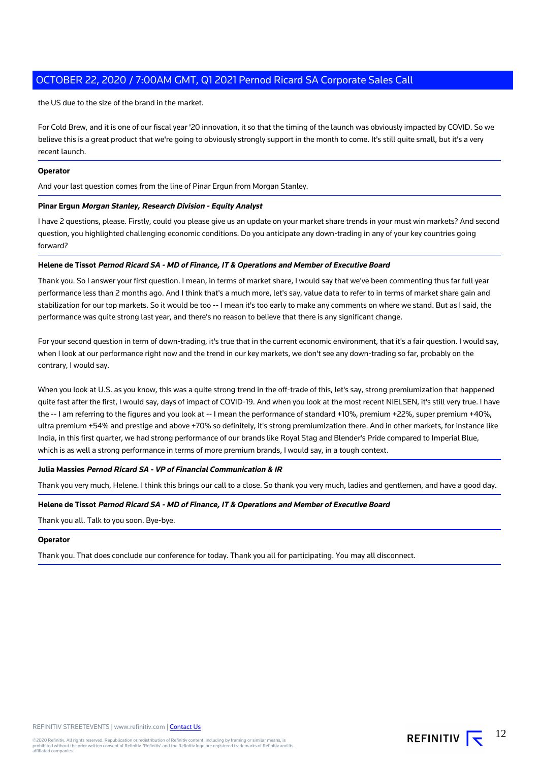the US due to the size of the brand in the market.

For Cold Brew, and it is one of our fiscal year '20 innovation, it so that the timing of the launch was obviously impacted by COVID. So we believe this is a great product that we're going to obviously strongly support in the month to come. It's still quite small, but it's a very recent launch.

---

**Operator**

And your last question comes from the line of Pinar Ergun from Morgan Stanley.

---

**Pinar Ergun** ***Morgan Stanley, Research Division - Equity Analyst***

I have 2 questions, please. Firstly, could you please give us an update on your market share trends in your must win markets? And second question, you highlighted challenging economic conditions. Do you anticipate any down-trading in any of your key countries going forward?

---

**Helene de Tissot** ***Pernod Ricard SA - MD of Finance, IT & Operations and Member of Executive Board***

Thank you. So I answer your first question. I mean, in terms of market share, I would say that we've been commenting thus far full year performance less than 2 months ago. And I think that's a much more, let's say, value data to refer to in terms of market share gain and stabilization for our top markets. So it would be too -- I mean it's too early to make any comments on where we stand. But as I said, the performance was quite strong last year, and there's no reason to believe that there is any significant change.

For your second question in term of down-trading, it's true that in the current economic environment, that it's a fair question. I would say, when I look at our performance right now and the trend in our key markets, we don't see any down-trading so far, probably on the contrary, I would say.

When you look at U.S. as you know, this was a quite strong trend in the off-trade of this, let's say, strong premiumization that happened quite fast after the first, I would say, days of impact of COVID-19. And when you look at the most recent NIELSEN, it's still very true. I have the -- I am referring to the figures and you look at -- I mean the performance of standard +10%, premium +22%, super premium +40%, ultra premium +54% and prestige and above +70% so definitely, it's strong premiumization there. And in other markets, for instance like India, in this first quarter, we had strong performance of our brands like Royal Stag and Blender's Pride compared to Imperial Blue, which is as well a strong performance in terms of more premium brands, I would say, in a tough context.

---

**Julia Massies** ***Pernod Ricard SA - VP of Financial Communication & IR***

Thank you very much, Helene. I think this brings our call to a close. So thank you very much, ladies and gentlemen, and have a good day.

---

**Helene de Tissot** ***Pernod Ricard SA - MD of Finance, IT & Operations and Member of Executive Board***

Thank you all. Talk to you soon. Bye-bye.

---

**Operator**

Thank you. That does conclude our conference for today. Thank you all for participating. You may all disconnect.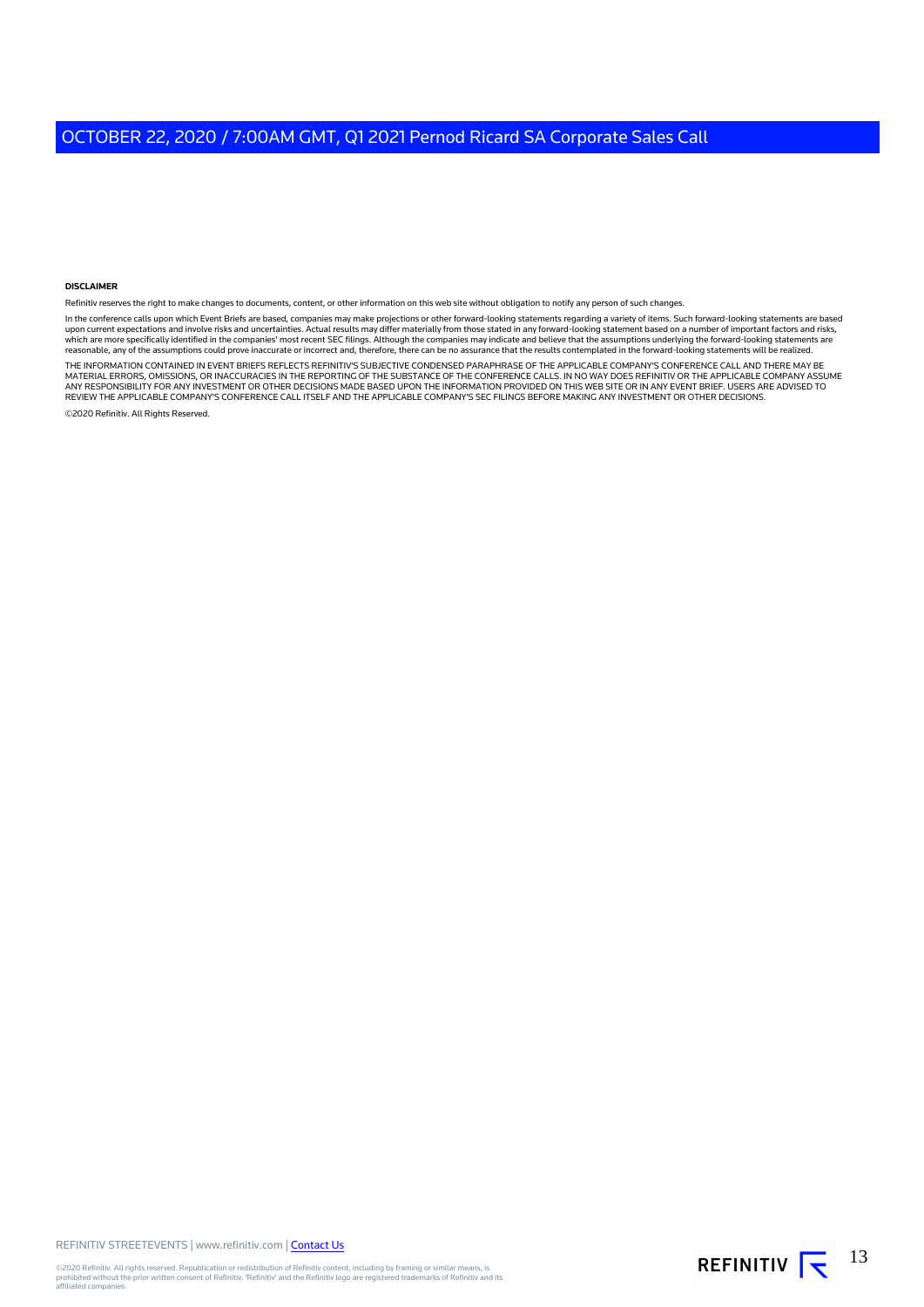**DISCLAIMER**

Refinitiv reserves the right to make changes to documents, content, or other information on this web site without obligation to notify any person of such changes.

In the conference calls upon which Event Briefs are based, companies may make projections or other forward-looking statements regarding a variety of items. Such forward-looking statements are based upon current expectations and involve risks and uncertainties. Actual results may differ materially from those stated in any forward-looking statement based on a number of important factors and risks, which are more specifically identified in the companies' most recent SEC filings. Although the companies may indicate and believe that the assumptions underlying the forward-looking statements are reasonable, any of the assumptions could prove inaccurate or incorrect and, therefore, there can be no assurance that the results contemplated in the forward-looking statements will be realized.

THE INFORMATION CONTAINED IN EVENT BRIEFS REFLECTS REFINITIV'S SUBJECTIVE CONDENSED PARAPHRASE OF THE APPLICABLE COMPANY'S CONFERENCE CALL AND THERE MAY BE MATERIAL ERRORS, OMISSIONS, OR INACCURACIES IN THE REPORTING OF THE SUBSTANCE OF THE CONFERENCE CALLS. IN NO WAY DOES REFINITIV OR THE APPLICABLE COMPANY ASSUME ANY RESPONSIBILITY FOR ANY INVESTMENT OR OTHER DECISIONS MADE BASED UPON THE INFORMATION PROVIDED ON THIS WEB SITE OR IN ANY EVENT BRIEF. USERS ARE ADVISED TO REVIEW THE APPLICABLE COMPANY'S CONFERENCE CALL ITSELF AND THE APPLICABLE COMPANY'S SEC FILINGS BEFORE MAKING ANY INVESTMENT OR OTHER DECISIONS.

©2020 Refinitiv. All Rights Reserved.